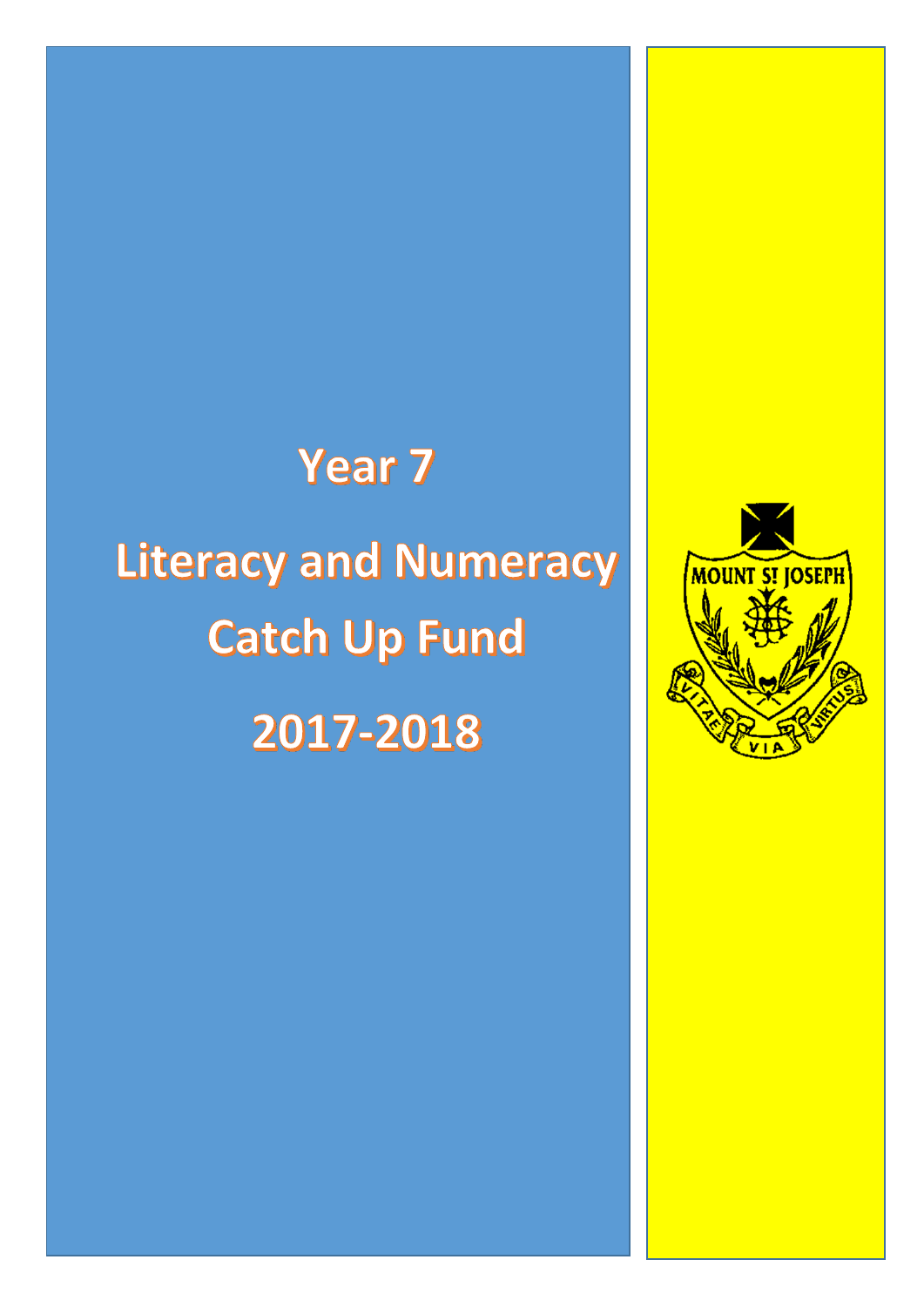# Year 7

# Literacy and Numeracy Catch Up Fund

# 2017-2018

MOUNT ST JOSEPH

VITAE VIA VIRTUS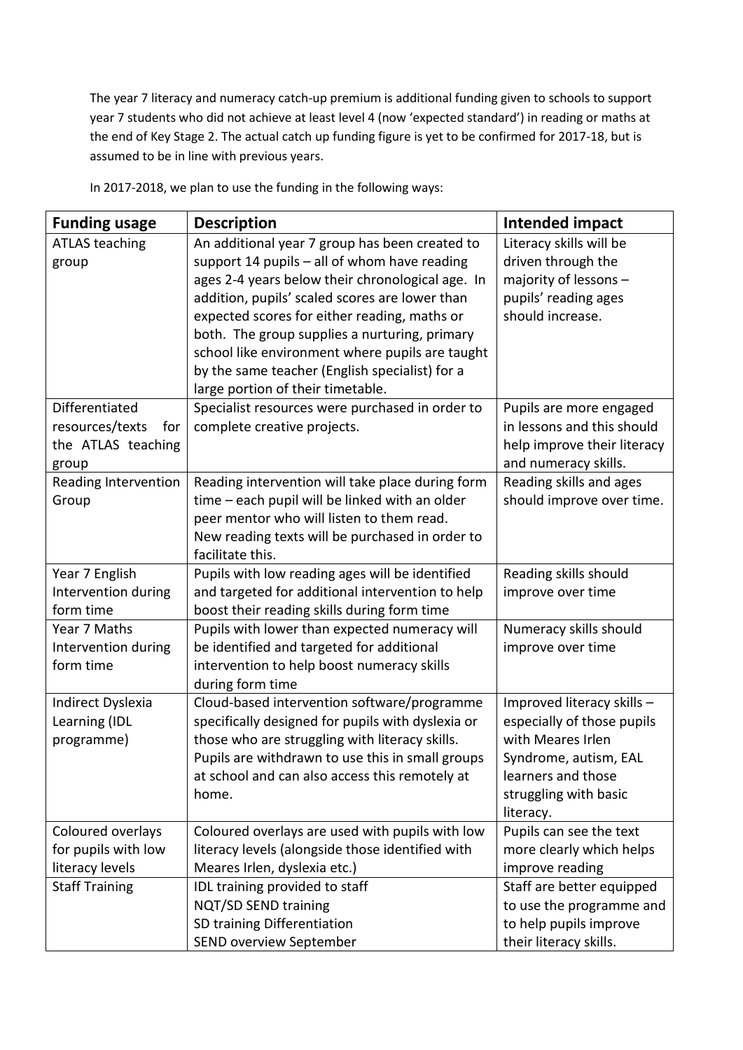The year 7 literacy and numeracy catch-up premium is additional funding given to schools to support year 7 students who did not achieve at least level 4 (now 'expected standard') in reading or maths at the end of Key Stage 2. The actual catch up funding figure is yet to be confirmed for 2017-18, but is assumed to be in line with previous years.

In 2017-2018, we plan to use the funding in the following ways:

| Funding usage | Description | Intended impact |
|---|---|---|
| ATLAS teaching group | An additional year 7 group has been created to support 14 pupils – all of whom have reading ages 2-4 years below their chronological age. In addition, pupils' scaled scores are lower than expected scores for either reading, maths or both. The group supplies a nurturing, primary school like environment where pupils are taught by the same teacher (English specialist) for a large portion of their timetable. | Literacy skills will be driven through the majority of lessons – pupils' reading ages should increase. |
| Differentiated resources/texts for the ATLAS teaching group | Specialist resources were purchased in order to complete creative projects. | Pupils are more engaged in lessons and this should help improve their literacy and numeracy skills. |
| Reading Intervention Group | Reading intervention will take place during form time – each pupil will be linked with an older peer mentor who will listen to them read. New reading texts will be purchased in order to facilitate this. | Reading skills and ages should improve over time. |
| Year 7 English Intervention during form time | Pupils with low reading ages will be identified and targeted for additional intervention to help boost their reading skills during form time | Reading skills should improve over time |
| Year 7 Maths Intervention during form time | Pupils with lower than expected numeracy will be identified and targeted for additional intervention to help boost numeracy skills during form time | Numeracy skills should improve over time |
| Indirect Dyslexia Learning (IDL programme) | Cloud-based intervention software/programme specifically designed for pupils with dyslexia or those who are struggling with literacy skills. Pupils are withdrawn to use this in small groups at school and can also access this remotely at home. | Improved literacy skills – especially of those pupils with Meares Irlen Syndrome, autism, EAL learners and those struggling with basic literacy. |
| Coloured overlays for pupils with low literacy levels | Coloured overlays are used with pupils with low literacy levels (alongside those identified with Meares Irlen, dyslexia etc.) | Pupils can see the text more clearly which helps improve reading |
| Staff Training | IDL training provided to staff<br>NQT/SD SEND training<br>SD training Differentiation<br>SEND overview September | Staff are better equipped to use the programme and to help pupils improve their literacy skills. |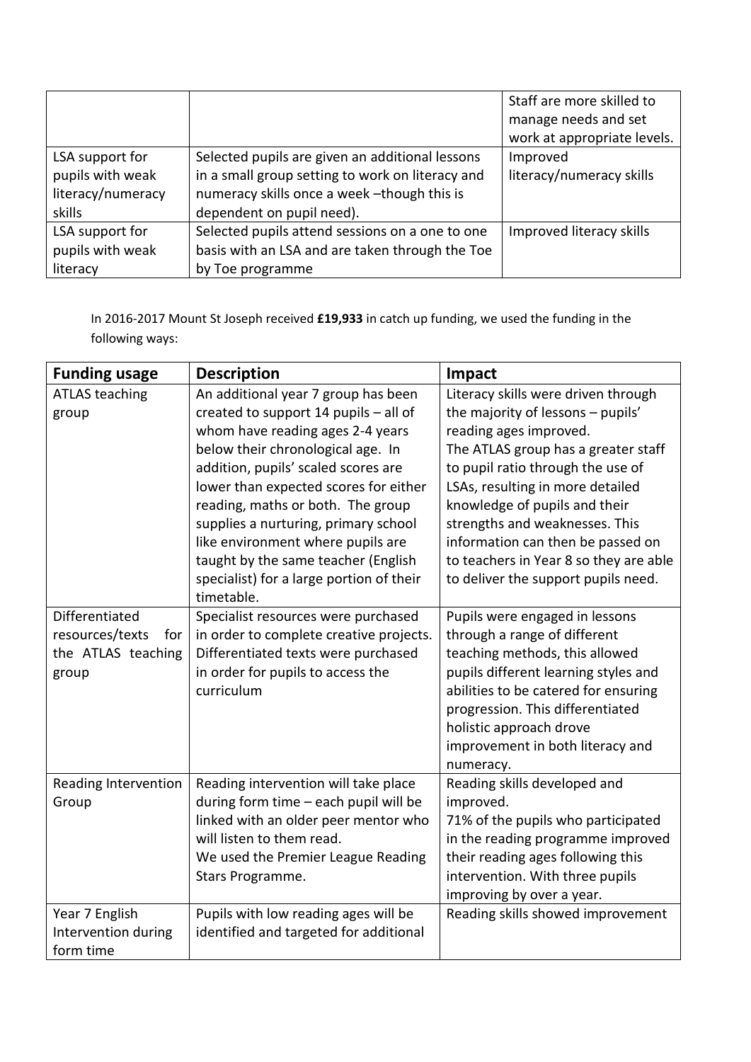| | | |
|---|---|---|
| | | Staff are more skilled to manage needs and set work at appropriate levels. |
| LSA support for pupils with weak literacy/numeracy skills | Selected pupils are given an additional lessons in a small group setting to work on literacy and numeracy skills once a week –though this is dependent on pupil need). | Improved literacy/numeracy skills |
| LSA support for pupils with weak literacy | Selected pupils attend sessions on a one to one basis with an LSA and are taken through the Toe by Toe programme | Improved literacy skills |

In 2016-2017 Mount St Joseph received **£19,933** in catch up funding, we used the funding in the following ways:

| **Funding usage** | **Description** | **Impact** |
|---|---|---|
| ATLAS teaching group | An additional year 7 group has been created to support 14 pupils – all of whom have reading ages 2-4 years below their chronological age. In addition, pupils' scaled scores are lower than expected scores for either reading, maths or both. The group supplies a nurturing, primary school like environment where pupils are taught by the same teacher (English specialist) for a large portion of their timetable. | Literacy skills were driven through the majority of lessons – pupils' reading ages improved.<br>The ATLAS group has a greater staff to pupil ratio through the use of LSAs, resulting in more detailed knowledge of pupils and their strengths and weaknesses. This information can then be passed on to teachers in Year 8 so they are able to deliver the support pupils need. |
| Differentiated resources/texts for the ATLAS teaching group | Specialist resources were purchased in order to complete creative projects. Differentiated texts were purchased in order for pupils to access the curriculum | Pupils were engaged in lessons through a range of different teaching methods, this allowed pupils different learning styles and abilities to be catered for ensuring progression. This differentiated holistic approach drove improvement in both literacy and numeracy. |
| Reading Intervention Group | Reading intervention will take place during form time – each pupil will be linked with an older peer mentor who will listen to them read.<br>We used the Premier League Reading Stars Programme. | Reading skills developed and improved.<br>71% of the pupils who participated in the reading programme improved their reading ages following this intervention. With three pupils improving by over a year. |
| Year 7 English Intervention during form time | Pupils with low reading ages will be identified and targeted for additional | Reading skills showed improvement |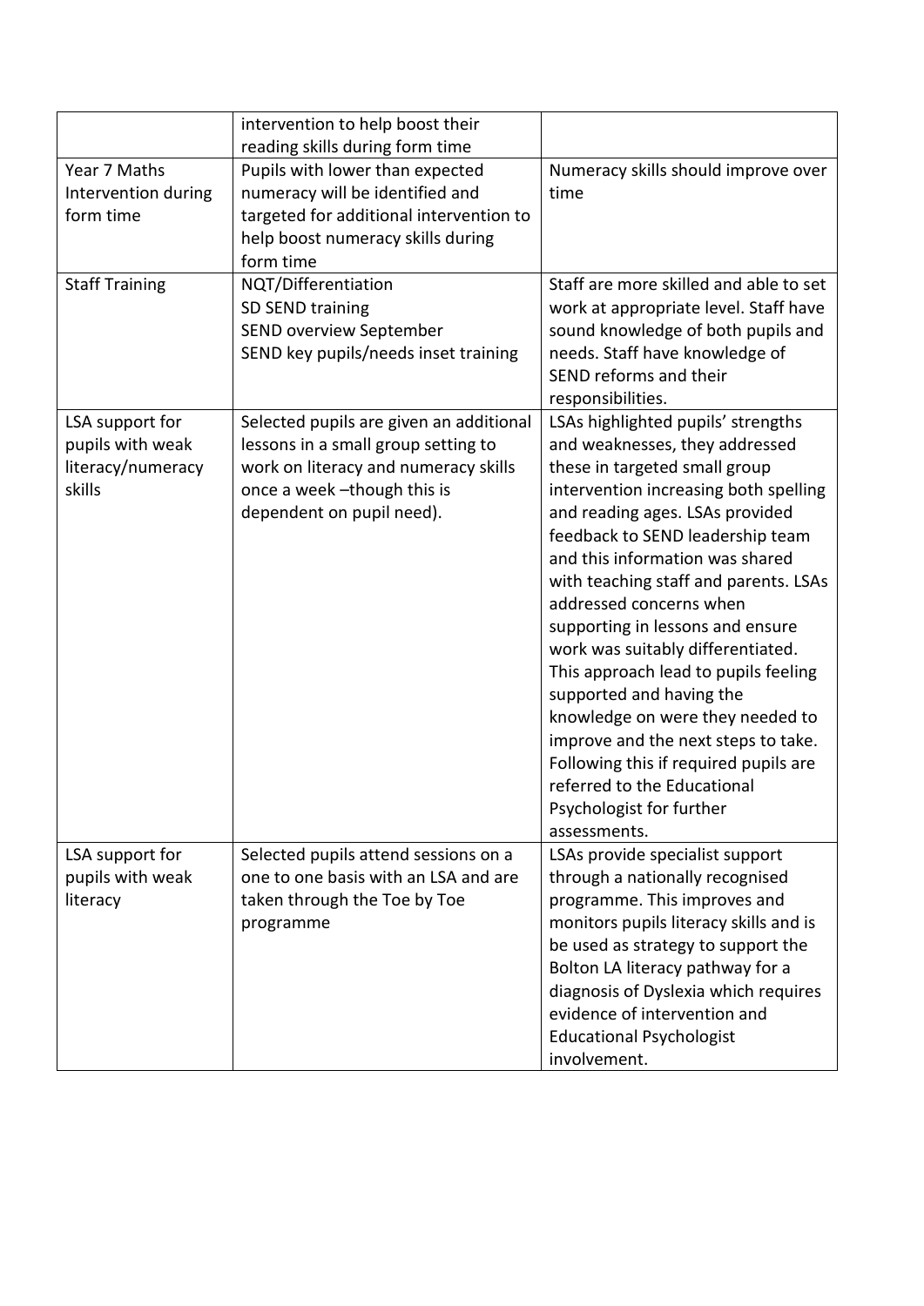| | | |
|---|---|---|
| | intervention to help boost their reading skills during form time | |
| Year 7 Maths Intervention during form time | Pupils with lower than expected numeracy will be identified and targeted for additional intervention to help boost numeracy skills during form time | Numeracy skills should improve over time |
| Staff Training | NQT/Differentiation<br>SD SEND training<br>SEND overview September<br>SEND key pupils/needs inset training | Staff are more skilled and able to set work at appropriate level. Staff have sound knowledge of both pupils and needs. Staff have knowledge of SEND reforms and their responsibilities. |
| LSA support for pupils with weak literacy/numeracy skills | Selected pupils are given an additional lessons in a small group setting to work on literacy and numeracy skills once a week –though this is dependent on pupil need). | LSAs highlighted pupils' strengths and weaknesses, they addressed these in targeted small group intervention increasing both spelling and reading ages. LSAs provided feedback to SEND leadership team and this information was shared with teaching staff and parents. LSAs addressed concerns when supporting in lessons and ensure work was suitably differentiated. This approach lead to pupils feeling supported and having the knowledge on were they needed to improve and the next steps to take. Following this if required pupils are referred to the Educational Psychologist for further assessments. |
| LSA support for pupils with weak literacy | Selected pupils attend sessions on a one to one basis with an LSA and are taken through the Toe by Toe programme | LSAs provide specialist support through a nationally recognised programme. This improves and monitors pupils literacy skills and is be used as strategy to support the Bolton LA literacy pathway for a diagnosis of Dyslexia which requires evidence of intervention and Educational Psychologist involvement. |